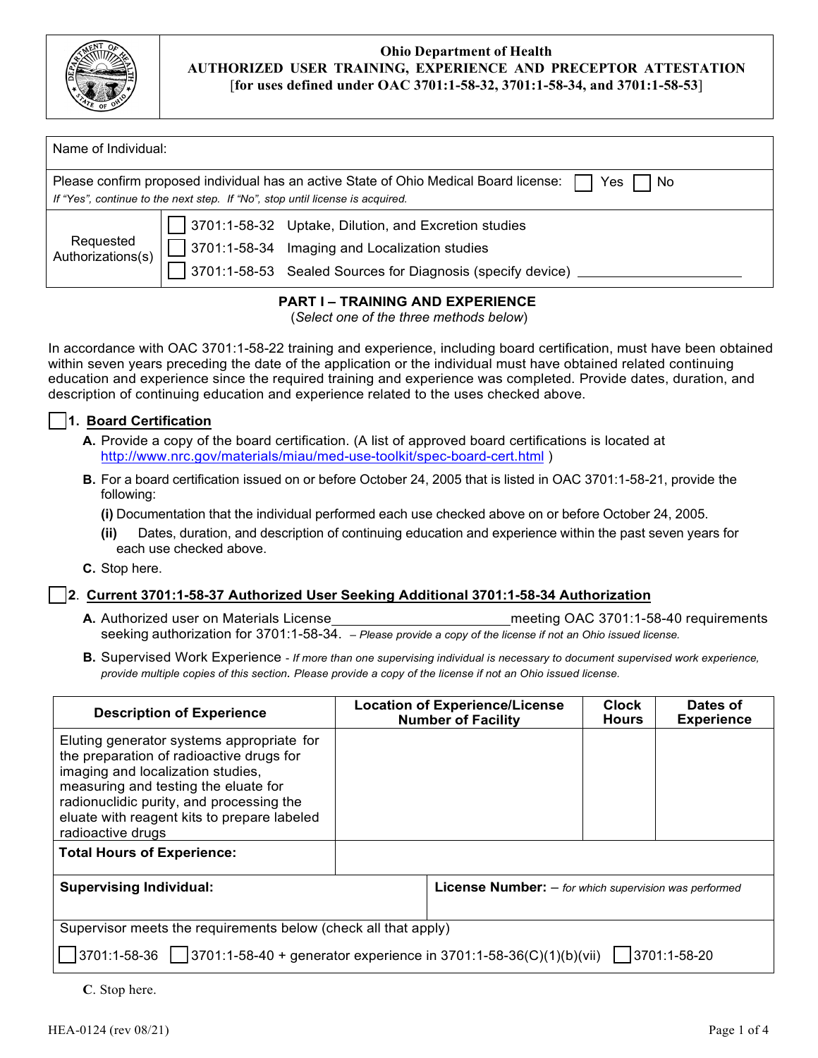**Ohio Department of Health**
**AUTHORIZED USER TRAINING, EXPERIENCE AND PRECEPTOR ATTESTATION**
**[for uses defined under OAC 3701:1-58-32, 3701:1-58-34, and 3701:1-58-53]**

| Name of Individual: | |
|---|---|
| Please confirm proposed individual has an active State of Ohio Medical Board license: ☐ Yes ☐ No<br>*If "Yes", continue to the next step. If "No", stop until license is acquired.* | |
| Requested Authorizations(s) | ☐ 3701:1-58-32 Uptake, Dilution, and Excretion studies<br>☐ 3701:1-58-34 Imaging and Localization studies<br>☐ 3701:1-58-53 Sealed Sources for Diagnosis (specify device) ____________________ |

## PART I – TRAINING AND EXPERIENCE

(*Select one of the three methods below*)

In accordance with OAC 3701:1-58-22 training and experience, including board certification, must have been obtained within seven years preceding the date of the application or the individual must have obtained related continuing education and experience since the required training and experience was completed. Provide dates, duration, and description of continuing education and experience related to the uses checked above.

☐ **1. Board Certification**

**A.** Provide a copy of the board certification. (A list of approved board certifications is located at http://www.nrc.gov/materials/miau/med-use-toolkit/spec-board-cert.html )

**B.** For a board certification issued on or before October 24, 2005 that is listed in OAC 3701:1-58-21, provide the following:

**(i)** Documentation that the individual performed each use checked above on or before October 24, 2005.

**(ii)** Dates, duration, and description of continuing education and experience within the past seven years for each use checked above.

**C.** Stop here.

☐ **2. Current 3701:1-58-37 Authorized User Seeking Additional 3701:1-58-34 Authorization**

**A.** Authorized user on Materials License____________________meeting OAC 3701:1-58-40 requirements seeking authorization for 3701:1-58-34. *– Please provide a copy of the license if not an Ohio issued license.*

**B.** Supervised Work Experience *- If more than one supervising individual is necessary to document supervised work experience, provide multiple copies of this section. Please provide a copy of the license if not an Ohio issued license.*

| Description of Experience | Location of Experience/License Number of Facility | Clock Hours | Dates of Experience |
|---|---|---|---|
| Eluting generator systems appropriate for the preparation of radioactive drugs for imaging and localization studies, measuring and testing the eluate for radionuclidic purity, and processing the eluate with reagent kits to prepare labeled radioactive drugs | | | |
| **Total Hours of Experience:** | | | |
| **Supervising Individual:** | **License Number:** *– for which supervision was performed* | | |
| Supervisor meets the requirements below (check all that apply)<br>☐ 3701:1-58-36 ☐ 3701:1-58-40 + generator experience in 3701:1-58-36(C)(1)(b)(vii) ☐ 3701:1-58-20 | | | |

**C.** Stop here.

HEA-0124 (rev 08/21)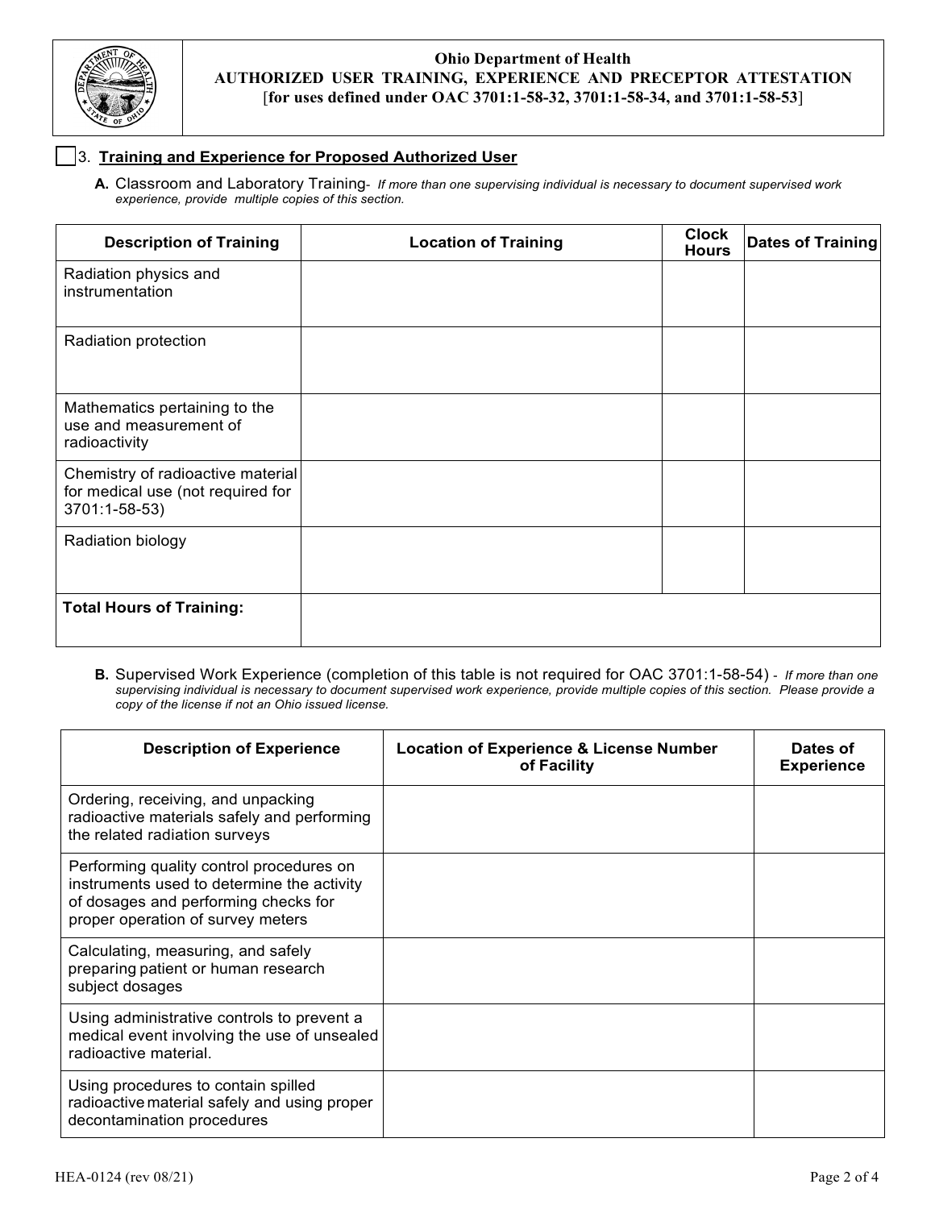**Ohio Department of Health**
**AUTHORIZED USER TRAINING, EXPERIENCE AND PRECEPTOR ATTESTATION**
**[for uses defined under OAC 3701:1-58-32, 3701:1-58-34, and 3701:1-58-53]**

☐ 3. **Training and Experience for Proposed Authorized User**

**A.** Classroom and Laboratory Training- *If more than one supervising individual is necessary to document supervised work experience, provide multiple copies of this section.*

| Description of Training | Location of Training | Clock Hours | Dates of Training |
|---|---|---|---|
| Radiation physics and instrumentation | | | |
| Radiation protection | | | |
| Mathematics pertaining to the use and measurement of radioactivity | | | |
| Chemistry of radioactive material for medical use (not required for 3701:1-58-53) | | | |
| Radiation biology | | | |
| **Total Hours of Training:** | | | |

**B.** Supervised Work Experience (completion of this table is not required for OAC 3701:1-58-54) - *If more than one supervising individual is necessary to document supervised work experience, provide multiple copies of this section. Please provide a copy of the license if not an Ohio issued license.*

| Description of Experience | Location of Experience & License Number of Facility | Dates of Experience |
|---|---|---|
| Ordering, receiving, and unpacking radioactive materials safely and performing the related radiation surveys | | |
| Performing quality control procedures on instruments used to determine the activity of dosages and performing checks for proper operation of survey meters | | |
| Calculating, measuring, and safely preparing patient or human research subject dosages | | |
| Using administrative controls to prevent a medical event involving the use of unsealed radioactive material. | | |
| Using procedures to contain spilled radioactive material safely and using proper decontamination procedures | | |

HEA-0124 (rev 08/21)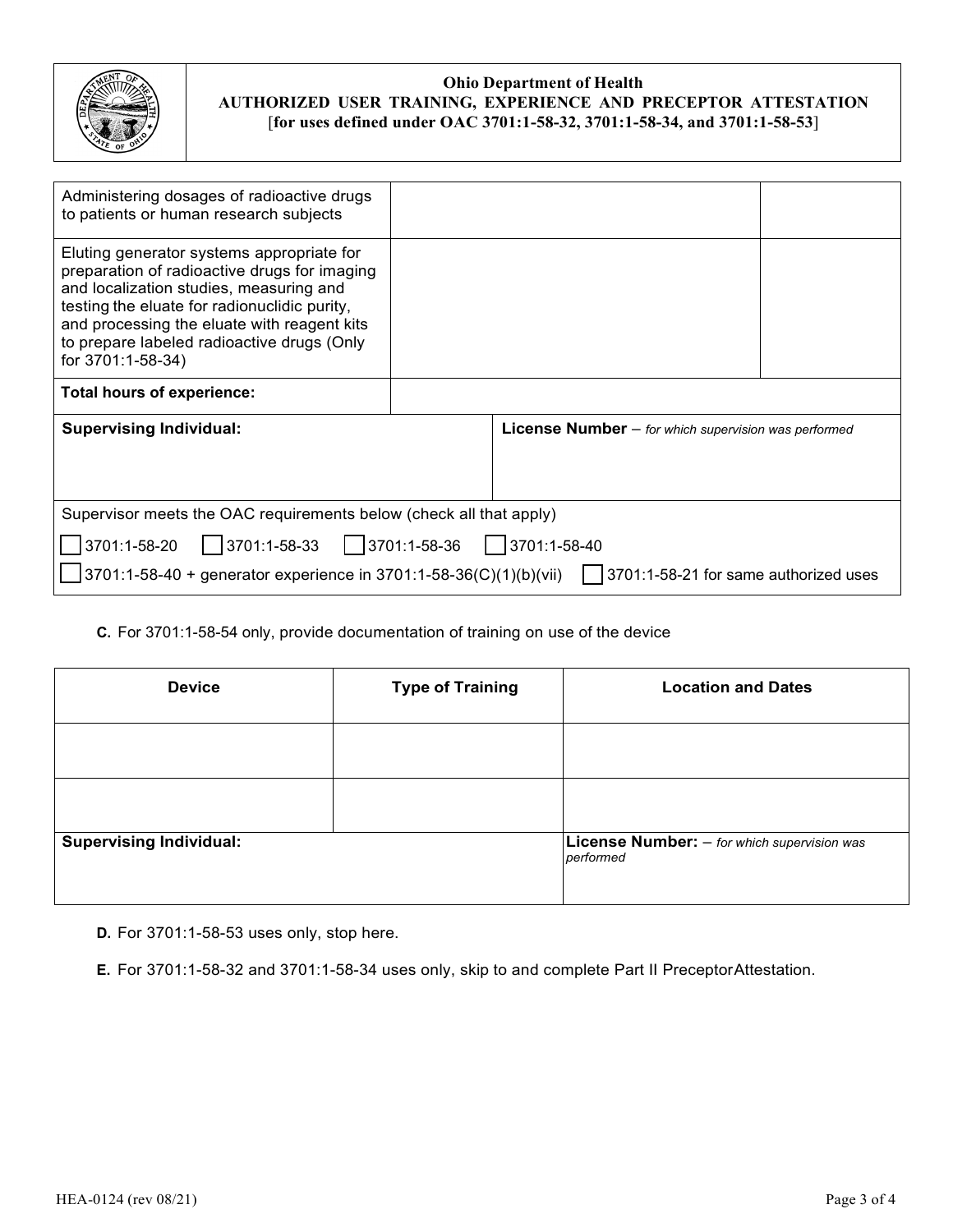**Ohio Department of Health**
**AUTHORIZED USER TRAINING, EXPERIENCE AND PRECEPTOR ATTESTATION**
**[for uses defined under OAC 3701:1-58-32, 3701:1-58-34, and 3701:1-58-53]**

| | | |
|---|---|---|
| Administering dosages of radioactive drugs to patients or human research subjects | | |
| Eluting generator systems appropriate for preparation of radioactive drugs for imaging and localization studies, measuring and testing the eluate for radionuclidic purity, and processing the eluate with reagent kits to prepare labeled radioactive drugs (Only for 3701:1-58-34) | | |
| **Total hours of experience:** | | |

| **Supervising Individual:** | **License Number** – *for which supervision was performed* |
|---|---|
| | |

Supervisor meets the OAC requirements below (check all that apply)

- [ ] 3701:1-58-20
- [ ] 3701:1-58-33
- [ ] 3701:1-58-36
- [ ] 3701:1-58-40
- [ ] 3701:1-58-40 + generator experience in 3701:1-58-36(C)(1)(b)(vii)
- [ ] 3701:1-58-21 for same authorized uses

**C.** For 3701:1-58-54 only, provide documentation of training on use of the device

| Device | Type of Training | Location and Dates |
|---|---|---|
| | | |
| | | |

| **Supervising Individual:** | **License Number:** – *for which supervision was performed* |
|---|---|
| | |

**D.** For 3701:1-58-53 uses only, stop here.

**E.** For 3701:1-58-32 and 3701:1-58-34 uses only, skip to and complete Part II PreceptorAttestation.

HEA-0124 (rev 08/21)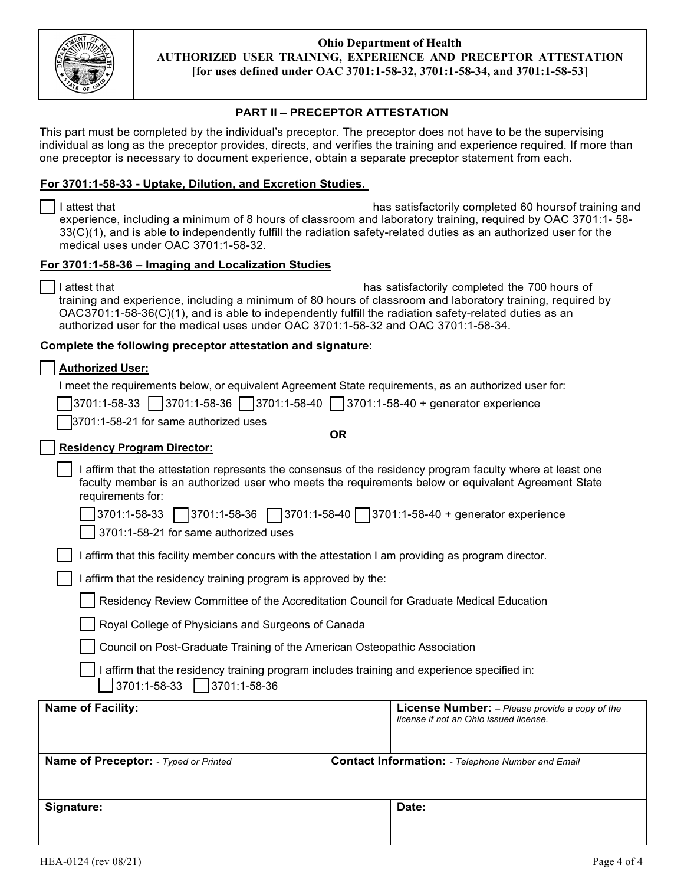**Ohio Department of Health**
**AUTHORIZED USER TRAINING, EXPERIENCE AND PRECEPTOR ATTESTATION**
**[for uses defined under OAC 3701:1-58-32, 3701:1-58-34, and 3701:1-58-53]**

## PART II – PRECEPTOR ATTESTATION

This part must be completed by the individual's preceptor. The preceptor does not have to be the supervising individual as long as the preceptor provides, directs, and verifies the training and experience required. If more than one preceptor is necessary to document experience, obtain a separate preceptor statement from each.

**For 3701:1-58-33 - Uptake, Dilution, and Excretion Studies.**

☐ I attest that ________________________________ has satisfactorily completed 60 hoursof training and experience, including a minimum of 8 hours of classroom and laboratory training, required by OAC 3701:1- 58-33(C)(1), and is able to independently fulfill the radiation safety-related duties as an authorized user for the medical uses under OAC 3701:1-58-32.

**For 3701:1-58-36 – Imaging and Localization Studies**

☐ I attest that ________________________________ has satisfactorily completed the 700 hours of training and experience, including a minimum of 80 hours of classroom and laboratory training, required by OAC3701:1-58-36(C)(1), and is able to independently fulfill the radiation safety-related duties as an authorized user for the medical uses under OAC 3701:1-58-32 and OAC 3701:1-58-34.

**Complete the following preceptor attestation and signature:**

☐ **Authorized User:**

I meet the requirements below, or equivalent Agreement State requirements, as an authorized user for:

☐ 3701:1-58-33 ☐ 3701:1-58-36 ☐ 3701:1-58-40 ☐ 3701:1-58-40 + generator experience

☐ 3701:1-58-21 for same authorized uses

**OR**

☐ **Residency Program Director:**

☐ I affirm that the attestation represents the consensus of the residency program faculty where at least one faculty member is an authorized user who meets the requirements below or equivalent Agreement State requirements for:

☐ 3701:1-58-33 ☐ 3701:1-58-36 ☐ 3701:1-58-40 ☐ 3701:1-58-40 + generator experience

☐ 3701:1-58-21 for same authorized uses

☐ I affirm that this facility member concurs with the attestation I am providing as program director.

☐ I affirm that the residency training program is approved by the:

☐ Residency Review Committee of the Accreditation Council for Graduate Medical Education

☐ Royal College of Physicians and Surgeons of Canada

☐ Council on Post-Graduate Training of the American Osteopathic Association

☐ I affirm that the residency training program includes training and experience specified in:
☐ 3701:1-58-33 ☐ 3701:1-58-36

| | |
|---|---|
| **Name of Facility:** | **License Number:** – *Please provide a copy of the license if not an Ohio issued license.* |
| **Name of Preceptor:** - *Typed or Printed* | **Contact Information:** - *Telephone Number and Email* |
| **Signature:** | **Date:** |

HEA-0124 (rev 08/21)